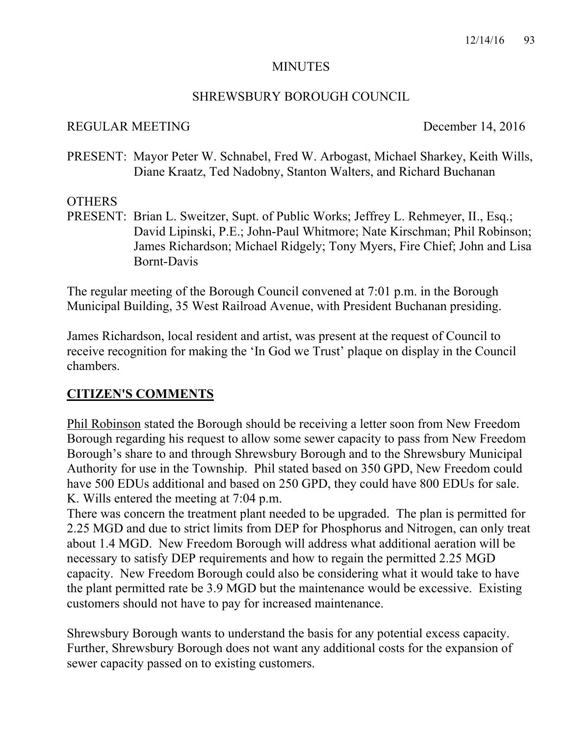# MINUTES

## SHREWSBURY BOROUGH COUNCIL

REGULAR MEETING December 14, 2016

PRESENT: Mayor Peter W. Schnabel, Fred W. Arbogast, Michael Sharkey, Keith Wills, Diane Kraatz, Ted Nadobny, Stanton Walters, and Richard Buchanan

OTHERS
PRESENT: Brian L. Sweitzer, Supt. of Public Works; Jeffrey L. Rehmeyer, II., Esq.; David Lipinski, P.E.; John-Paul Whitmore; Nate Kirschman; Phil Robinson; James Richardson; Michael Ridgely; Tony Myers, Fire Chief; John and Lisa Bornt-Davis

The regular meeting of the Borough Council convened at 7:01 p.m. in the Borough Municipal Building, 35 West Railroad Avenue, with President Buchanan presiding.

James Richardson, local resident and artist, was present at the request of Council to receive recognition for making the 'In God we Trust' plaque on display in the Council chambers.

## CITIZEN'S COMMENTS

Phil Robinson stated the Borough should be receiving a letter soon from New Freedom Borough regarding his request to allow some sewer capacity to pass from New Freedom Borough's share to and through Shrewsbury Borough and to the Shrewsbury Municipal Authority for use in the Township. Phil stated based on 350 GPD, New Freedom could have 500 EDUs additional and based on 250 GPD, they could have 800 EDUs for sale. K. Wills entered the meeting at 7:04 p.m.

There was concern the treatment plant needed to be upgraded. The plan is permitted for 2.25 MGD and due to strict limits from DEP for Phosphorus and Nitrogen, can only treat about 1.4 MGD. New Freedom Borough will address what additional aeration will be necessary to satisfy DEP requirements and how to regain the permitted 2.25 MGD capacity. New Freedom Borough could also be considering what it would take to have the plant permitted rate be 3.9 MGD but the maintenance would be excessive. Existing customers should not have to pay for increased maintenance.

Shrewsbury Borough wants to understand the basis for any potential excess capacity. Further, Shrewsbury Borough does not want any additional costs for the expansion of sewer capacity passed on to existing customers.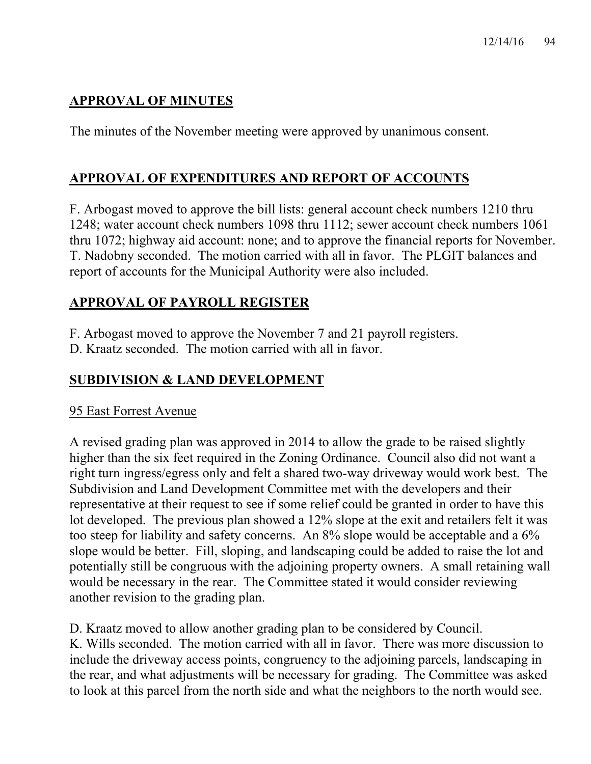## APPROVAL OF MINUTES

The minutes of the November meeting were approved by unanimous consent.

## APPROVAL OF EXPENDITURES AND REPORT OF ACCOUNTS

F. Arbogast moved to approve the bill lists: general account check numbers 1210 thru 1248; water account check numbers 1098 thru 1112; sewer account check numbers 1061 thru 1072; highway aid account: none; and to approve the financial reports for November. T. Nadobny seconded. The motion carried with all in favor. The PLGIT balances and report of accounts for the Municipal Authority were also included.

## APPROVAL OF PAYROLL REGISTER

F. Arbogast moved to approve the November 7 and 21 payroll registers.
D. Kraatz seconded. The motion carried with all in favor.

## SUBDIVISION & LAND DEVELOPMENT

95 East Forrest Avenue

A revised grading plan was approved in 2014 to allow the grade to be raised slightly higher than the six feet required in the Zoning Ordinance. Council also did not want a right turn ingress/egress only and felt a shared two-way driveway would work best. The Subdivision and Land Development Committee met with the developers and their representative at their request to see if some relief could be granted in order to have this lot developed. The previous plan showed a 12% slope at the exit and retailers felt it was too steep for liability and safety concerns. An 8% slope would be acceptable and a 6% slope would be better. Fill, sloping, and landscaping could be added to raise the lot and potentially still be congruous with the adjoining property owners. A small retaining wall would be necessary in the rear. The Committee stated it would consider reviewing another revision to the grading plan.

D. Kraatz moved to allow another grading plan to be considered by Council.
K. Wills seconded. The motion carried with all in favor. There was more discussion to include the driveway access points, congruency to the adjoining parcels, landscaping in the rear, and what adjustments will be necessary for grading. The Committee was asked to look at this parcel from the north side and what the neighbors to the north would see.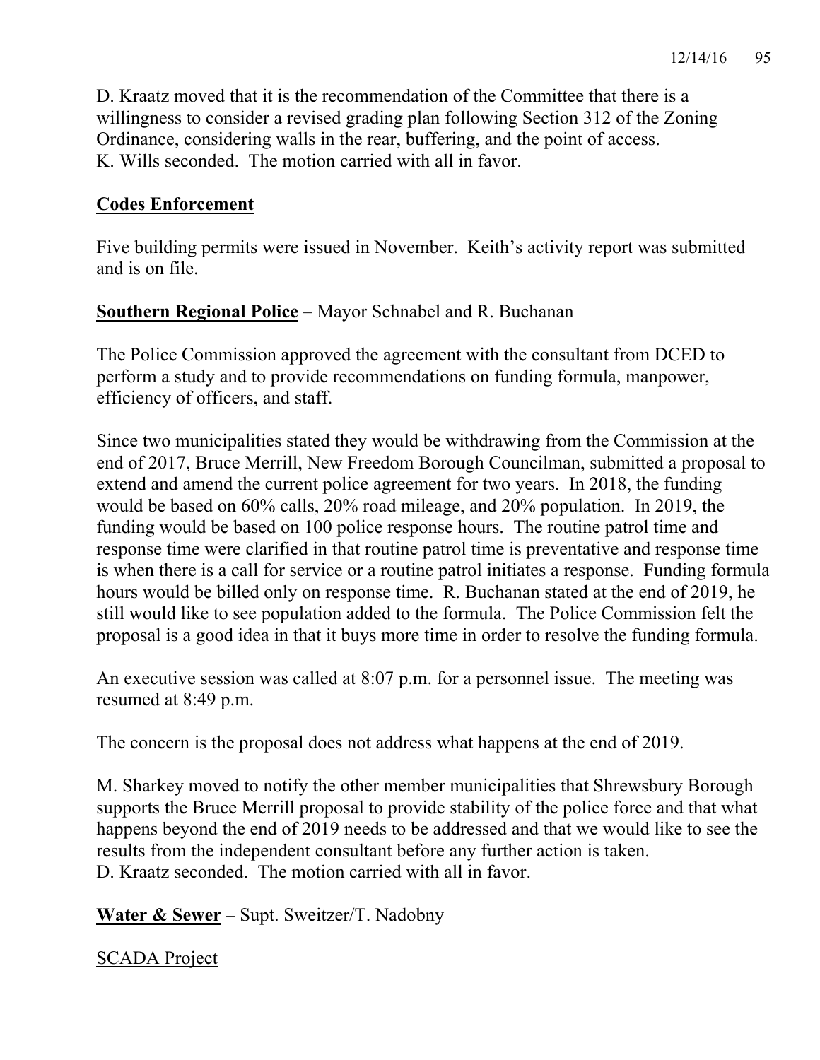D. Kraatz moved that it is the recommendation of the Committee that there is a willingness to consider a revised grading plan following Section 312 of the Zoning Ordinance, considering walls in the rear, buffering, and the point of access.
K. Wills seconded. The motion carried with all in favor.

**Codes Enforcement**

Five building permits were issued in November. Keith's activity report was submitted and is on file.

**Southern Regional Police** – Mayor Schnabel and R. Buchanan

The Police Commission approved the agreement with the consultant from DCED to perform a study and to provide recommendations on funding formula, manpower, efficiency of officers, and staff.

Since two municipalities stated they would be withdrawing from the Commission at the end of 2017, Bruce Merrill, New Freedom Borough Councilman, submitted a proposal to extend and amend the current police agreement for two years. In 2018, the funding would be based on 60% calls, 20% road mileage, and 20% population. In 2019, the funding would be based on 100 police response hours. The routine patrol time and response time were clarified in that routine patrol time is preventative and response time is when there is a call for service or a routine patrol initiates a response. Funding formula hours would be billed only on response time. R. Buchanan stated at the end of 2019, he still would like to see population added to the formula. The Police Commission felt the proposal is a good idea in that it buys more time in order to resolve the funding formula.

An executive session was called at 8:07 p.m. for a personnel issue. The meeting was resumed at 8:49 p.m.

The concern is the proposal does not address what happens at the end of 2019.

M. Sharkey moved to notify the other member municipalities that Shrewsbury Borough supports the Bruce Merrill proposal to provide stability of the police force and that what happens beyond the end of 2019 needs to be addressed and that we would like to see the results from the independent consultant before any further action is taken.
D. Kraatz seconded. The motion carried with all in favor.

**Water & Sewer** – Supt. Sweitzer/T. Nadobny

SCADA Project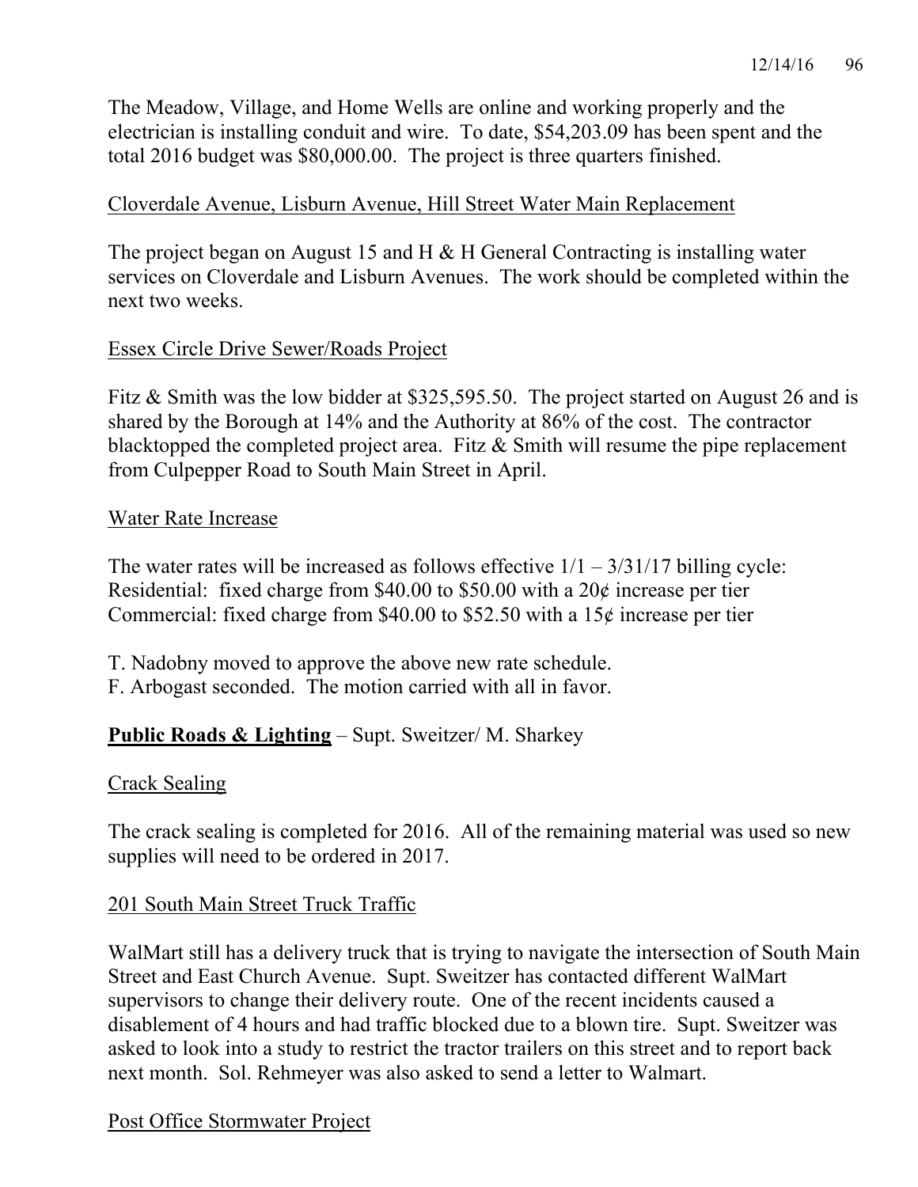The Meadow, Village, and Home Wells are online and working properly and the electrician is installing conduit and wire. To date, $54,203.09 has been spent and the total 2016 budget was $80,000.00. The project is three quarters finished.

Cloverdale Avenue, Lisburn Avenue, Hill Street Water Main Replacement

The project began on August 15 and H & H General Contracting is installing water services on Cloverdale and Lisburn Avenues. The work should be completed within the next two weeks.

Essex Circle Drive Sewer/Roads Project

Fitz & Smith was the low bidder at $325,595.50. The project started on August 26 and is shared by the Borough at 14% and the Authority at 86% of the cost. The contractor blacktopped the completed project area. Fitz & Smith will resume the pipe replacement from Culpepper Road to South Main Street in April.

Water Rate Increase

The water rates will be increased as follows effective 1/1 – 3/31/17 billing cycle:
Residential: fixed charge from $40.00 to $50.00 with a 20¢ increase per tier
Commercial: fixed charge from $40.00 to $52.50 with a 15¢ increase per tier

T. Nadobny moved to approve the above new rate schedule.
F. Arbogast seconded. The motion carried with all in favor.

**Public Roads & Lighting** – Supt. Sweitzer/ M. Sharkey

Crack Sealing

The crack sealing is completed for 2016. All of the remaining material was used so new supplies will need to be ordered in 2017.

201 South Main Street Truck Traffic

WalMart still has a delivery truck that is trying to navigate the intersection of South Main Street and East Church Avenue. Supt. Sweitzer has contacted different WalMart supervisors to change their delivery route. One of the recent incidents caused a disablement of 4 hours and had traffic blocked due to a blown tire. Supt. Sweitzer was asked to look into a study to restrict the tractor trailers on this street and to report back next month. Sol. Rehmeyer was also asked to send a letter to Walmart.

Post Office Stormwater Project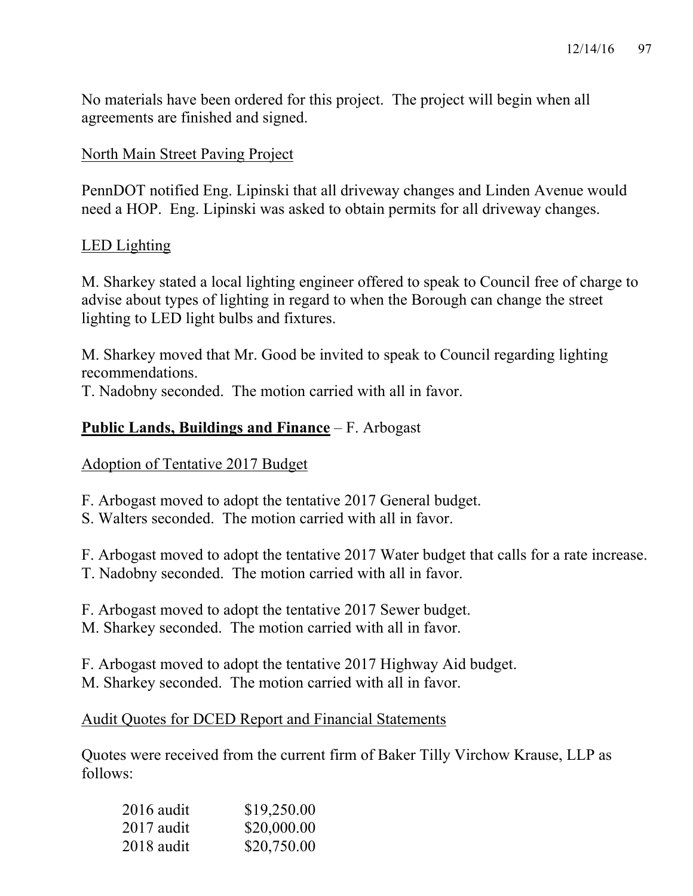No materials have been ordered for this project. The project will begin when all agreements are finished and signed.

<u>North Main Street Paving Project</u>

PennDOT notified Eng. Lipinski that all driveway changes and Linden Avenue would need a HOP. Eng. Lipinski was asked to obtain permits for all driveway changes.

<u>LED Lighting</u>

M. Sharkey stated a local lighting engineer offered to speak to Council free of charge to advise about types of lighting in regard to when the Borough can change the street lighting to LED light bulbs and fixtures.

M. Sharkey moved that Mr. Good be invited to speak to Council regarding lighting recommendations.
T. Nadobny seconded. The motion carried with all in favor.

**<u>Public Lands, Buildings and Finance</u>** – F. Arbogast

<u>Adoption of Tentative 2017 Budget</u>

F. Arbogast moved to adopt the tentative 2017 General budget.
S. Walters seconded. The motion carried with all in favor.

F. Arbogast moved to adopt the tentative 2017 Water budget that calls for a rate increase.
T. Nadobny seconded. The motion carried with all in favor.

F. Arbogast moved to adopt the tentative 2017 Sewer budget.
M. Sharkey seconded. The motion carried with all in favor.

F. Arbogast moved to adopt the tentative 2017 Highway Aid budget.
M. Sharkey seconded. The motion carried with all in favor.

<u>Audit Quotes for DCED Report and Financial Statements</u>

Quotes were received from the current firm of Baker Tilly Virchow Krause, LLP as follows:

| | |
|---|---|
| 2016 audit | $19,250.00 |
| 2017 audit | $20,000.00 |
| 2018 audit | $20,750.00 |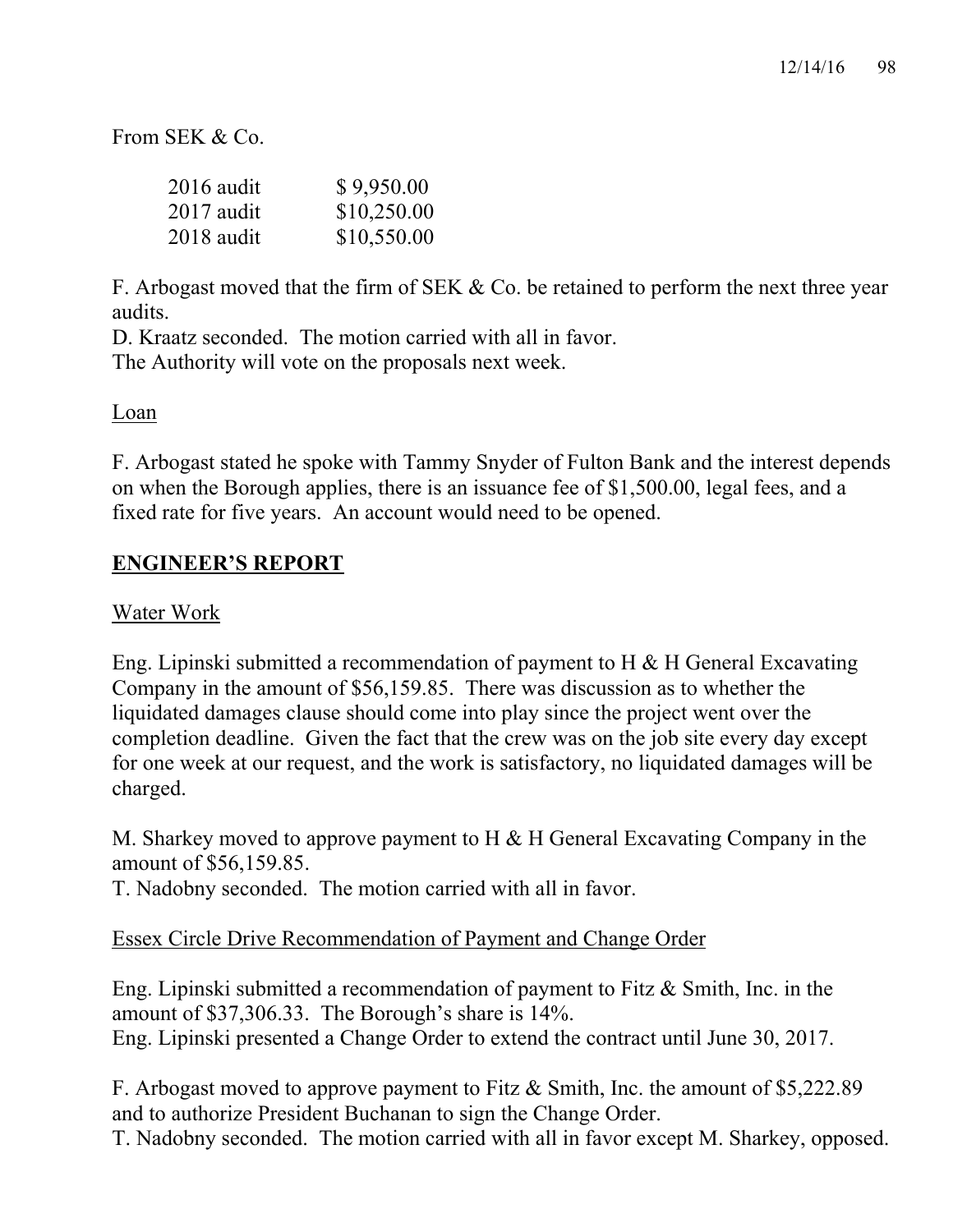From SEK & Co.

| | |
|---|---|
| 2016 audit | $ 9,950.00 |
| 2017 audit | $10,250.00 |
| 2018 audit | $10,550.00 |

F. Arbogast moved that the firm of SEK & Co. be retained to perform the next three year audits.
D. Kraatz seconded. The motion carried with all in favor.
The Authority will vote on the proposals next week.

Loan

F. Arbogast stated he spoke with Tammy Snyder of Fulton Bank and the interest depends on when the Borough applies, there is an issuance fee of $1,500.00, legal fees, and a fixed rate for five years. An account would need to be opened.

## ENGINEER'S REPORT

Water Work

Eng. Lipinski submitted a recommendation of payment to H & H General Excavating Company in the amount of $56,159.85. There was discussion as to whether the liquidated damages clause should come into play since the project went over the completion deadline. Given the fact that the crew was on the job site every day except for one week at our request, and the work is satisfactory, no liquidated damages will be charged.

M. Sharkey moved to approve payment to H & H General Excavating Company in the amount of $56,159.85.
T. Nadobny seconded. The motion carried with all in favor.

Essex Circle Drive Recommendation of Payment and Change Order

Eng. Lipinski submitted a recommendation of payment to Fitz & Smith, Inc. in the amount of $37,306.33. The Borough's share is 14%.
Eng. Lipinski presented a Change Order to extend the contract until June 30, 2017.

F. Arbogast moved to approve payment to Fitz & Smith, Inc. the amount of $5,222.89 and to authorize President Buchanan to sign the Change Order.
T. Nadobny seconded. The motion carried with all in favor except M. Sharkey, opposed.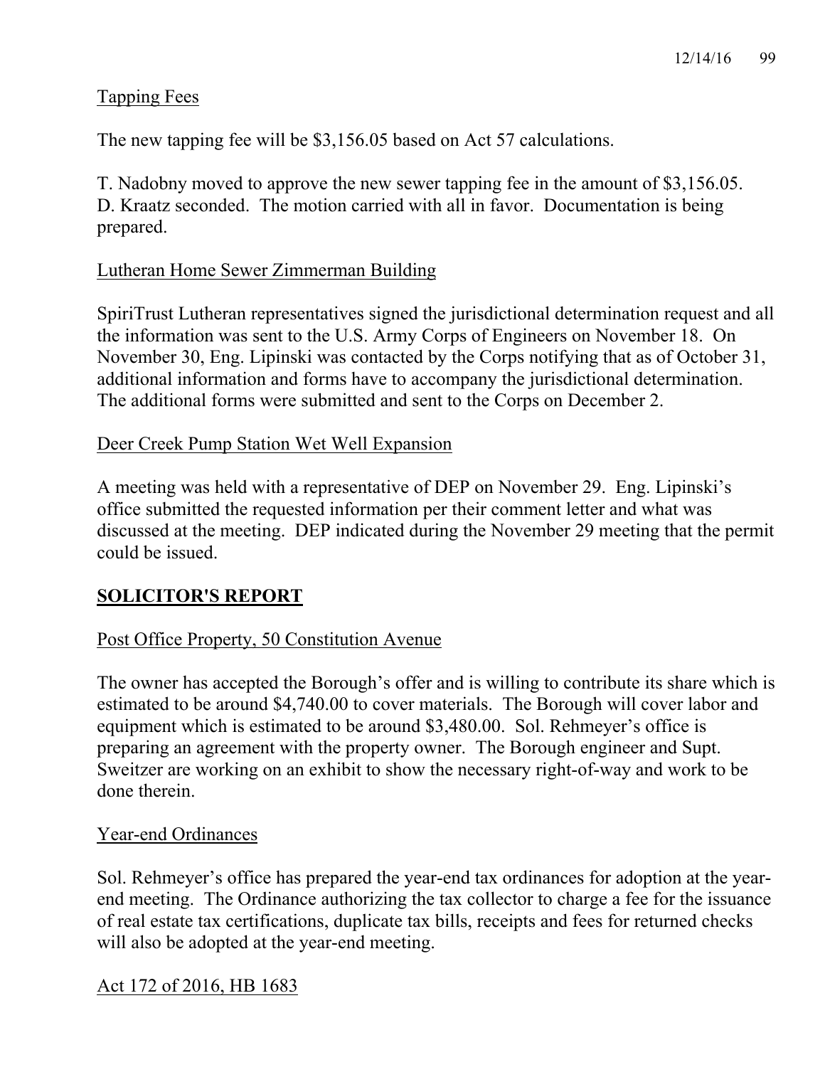Tapping Fees

The new tapping fee will be $3,156.05 based on Act 57 calculations.

T. Nadobny moved to approve the new sewer tapping fee in the amount of $3,156.05. D. Kraatz seconded. The motion carried with all in favor. Documentation is being prepared.

Lutheran Home Sewer Zimmerman Building

SpiriTrust Lutheran representatives signed the jurisdictional determination request and all the information was sent to the U.S. Army Corps of Engineers on November 18. On November 30, Eng. Lipinski was contacted by the Corps notifying that as of October 31, additional information and forms have to accompany the jurisdictional determination. The additional forms were submitted and sent to the Corps on December 2.

Deer Creek Pump Station Wet Well Expansion

A meeting was held with a representative of DEP on November 29. Eng. Lipinski's office submitted the requested information per their comment letter and what was discussed at the meeting. DEP indicated during the November 29 meeting that the permit could be issued.

## SOLICITOR'S REPORT

Post Office Property, 50 Constitution Avenue

The owner has accepted the Borough's offer and is willing to contribute its share which is estimated to be around $4,740.00 to cover materials. The Borough will cover labor and equipment which is estimated to be around $3,480.00. Sol. Rehmeyer's office is preparing an agreement with the property owner. The Borough engineer and Supt. Sweitzer are working on an exhibit to show the necessary right-of-way and work to be done therein.

Year-end Ordinances

Sol. Rehmeyer's office has prepared the year-end tax ordinances for adoption at the year-end meeting. The Ordinance authorizing the tax collector to charge a fee for the issuance of real estate tax certifications, duplicate tax bills, receipts and fees for returned checks will also be adopted at the year-end meeting.

Act 172 of 2016, HB 1683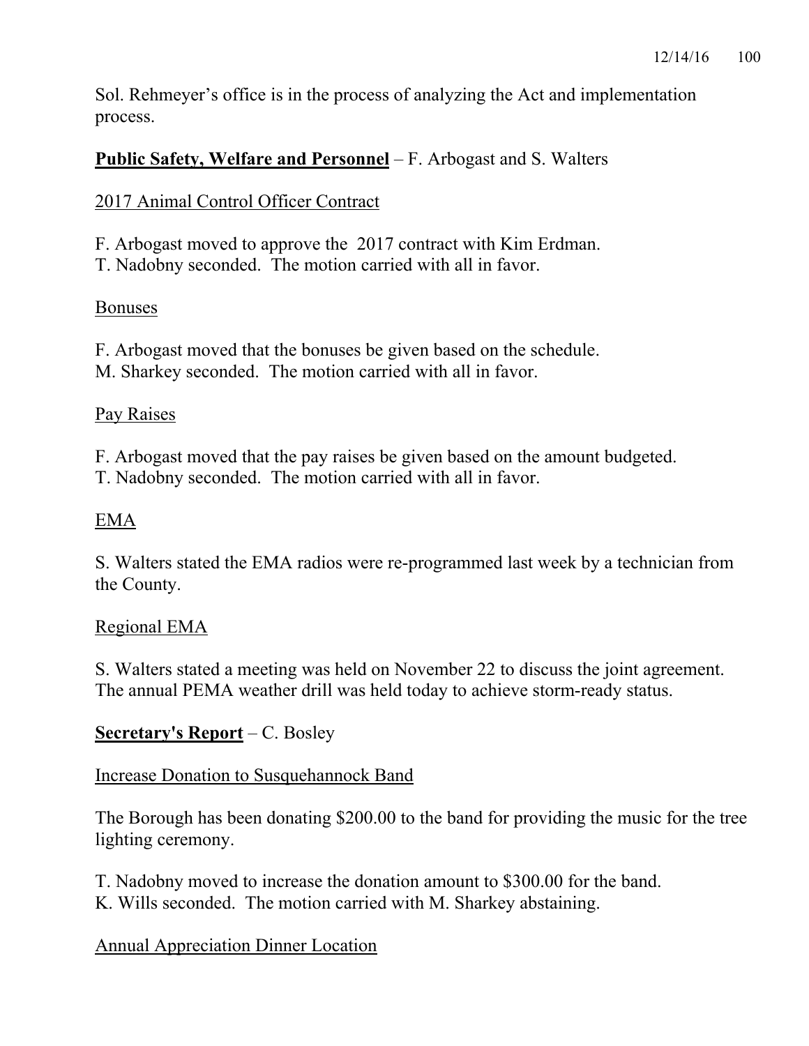Sol. Rehmeyer's office is in the process of analyzing the Act and implementation process.

**<u>Public Safety, Welfare and Personnel</u>** – F. Arbogast and S. Walters

<u>2017 Animal Control Officer Contract</u>

F. Arbogast moved to approve the 2017 contract with Kim Erdman.
T. Nadobny seconded. The motion carried with all in favor.

<u>Bonuses</u>

F. Arbogast moved that the bonuses be given based on the schedule.
M. Sharkey seconded. The motion carried with all in favor.

<u>Pay Raises</u>

F. Arbogast moved that the pay raises be given based on the amount budgeted.
T. Nadobny seconded. The motion carried with all in favor.

<u>EMA</u>

S. Walters stated the EMA radios were re-programmed last week by a technician from the County.

<u>Regional EMA</u>

S. Walters stated a meeting was held on November 22 to discuss the joint agreement. The annual PEMA weather drill was held today to achieve storm-ready status.

**<u>Secretary's Report</u>** – C. Bosley

<u>Increase Donation to Susquehannock Band</u>

The Borough has been donating $200.00 to the band for providing the music for the tree lighting ceremony.

T. Nadobny moved to increase the donation amount to $300.00 for the band.
K. Wills seconded. The motion carried with M. Sharkey abstaining.

<u>Annual Appreciation Dinner Location</u>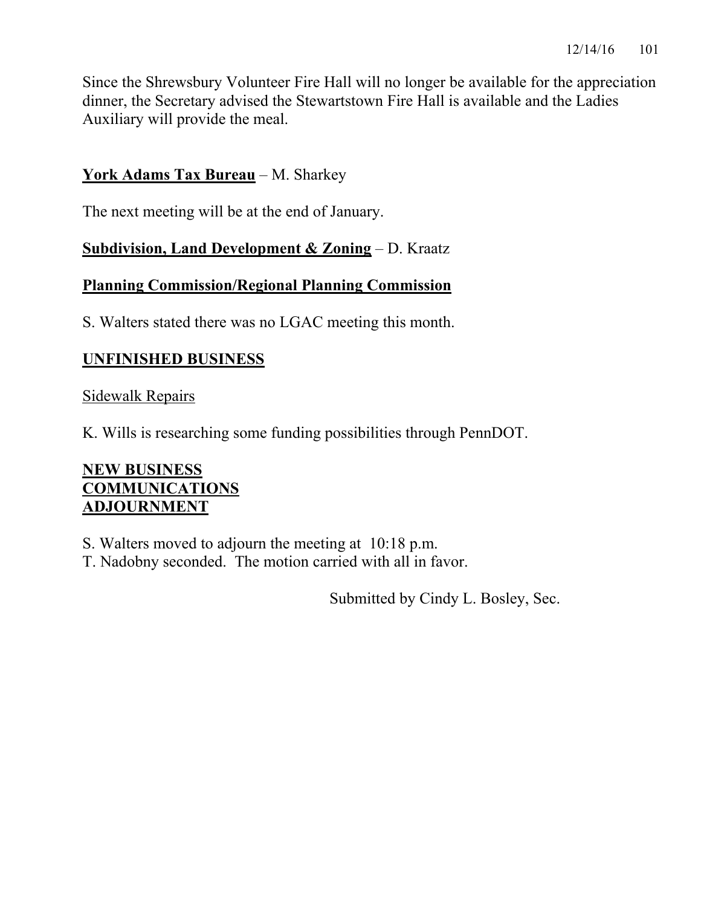Since the Shrewsbury Volunteer Fire Hall will no longer be available for the appreciation dinner, the Secretary advised the Stewartstown Fire Hall is available and the Ladies Auxiliary will provide the meal.

**York Adams Tax Bureau** – M. Sharkey

The next meeting will be at the end of January.

**Subdivision, Land Development & Zoning** – D. Kraatz

**Planning Commission/Regional Planning Commission**

S. Walters stated there was no LGAC meeting this month.

**UNFINISHED BUSINESS**

Sidewalk Repairs

K. Wills is researching some funding possibilities through PennDOT.

**NEW BUSINESS**
**COMMUNICATIONS**
**ADJOURNMENT**

S. Walters moved to adjourn the meeting at 10:18 p.m.
T. Nadobny seconded. The motion carried with all in favor.

Submitted by Cindy L. Bosley, Sec.